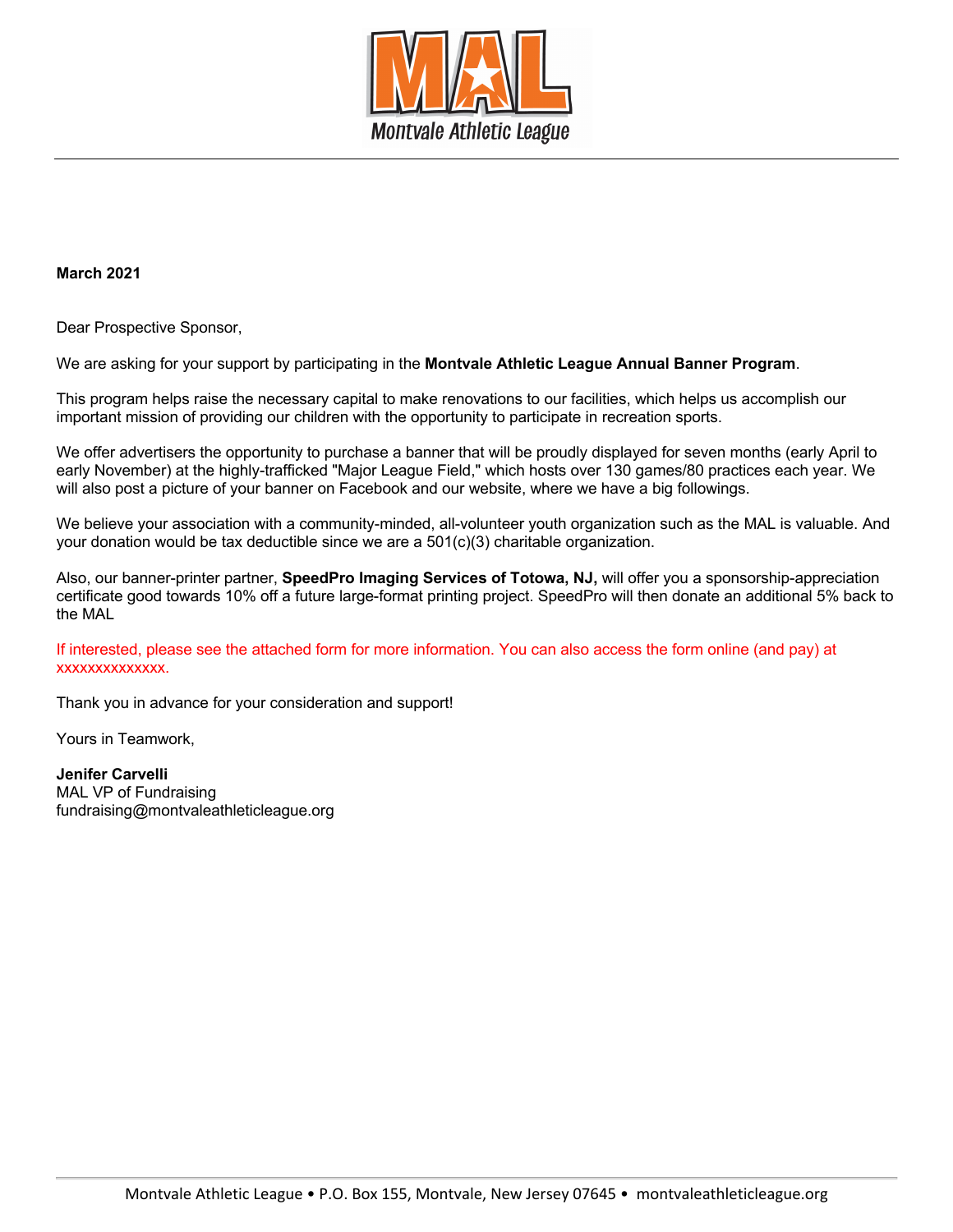MAL
Montvale Athletic League

**March 2021**

Dear Prospective Sponsor,

We are asking for your support by participating in the **Montvale Athletic League Annual Banner Program**.

This program helps raise the necessary capital to make renovations to our facilities, which helps us accomplish our important mission of providing our children with the opportunity to participate in recreation sports.

We offer advertisers the opportunity to purchase a banner that will be proudly displayed for seven months (early April to early November) at the highly-trafficked "Major League Field," which hosts over 130 games/80 practices each year. We will also post a picture of your banner on Facebook and our website, where we have a big followings.

We believe your association with a community-minded, all-volunteer youth organization such as the MAL is valuable. And your donation would be tax deductible since we are a 501(c)(3) charitable organization.

Also, our banner-printer partner, **SpeedPro Imaging Services of Totowa, NJ,** will offer you a sponsorship-appreciation certificate good towards 10% off a future large-format printing project. SpeedPro will then donate an additional 5% back to the MAL

If interested, please see the attached form for more information. You can also access the form online (and pay) at xxxxxxxxxxxxxx.

Thank you in advance for your consideration and support!

Yours in Teamwork,

**Jenifer Carvelli**
MAL VP of Fundraising
fundraising@montvaleathleticleague.org

Montvale Athletic League • P.O. Box 155, Montvale, New Jersey 07645 • montvaleathleticleague.org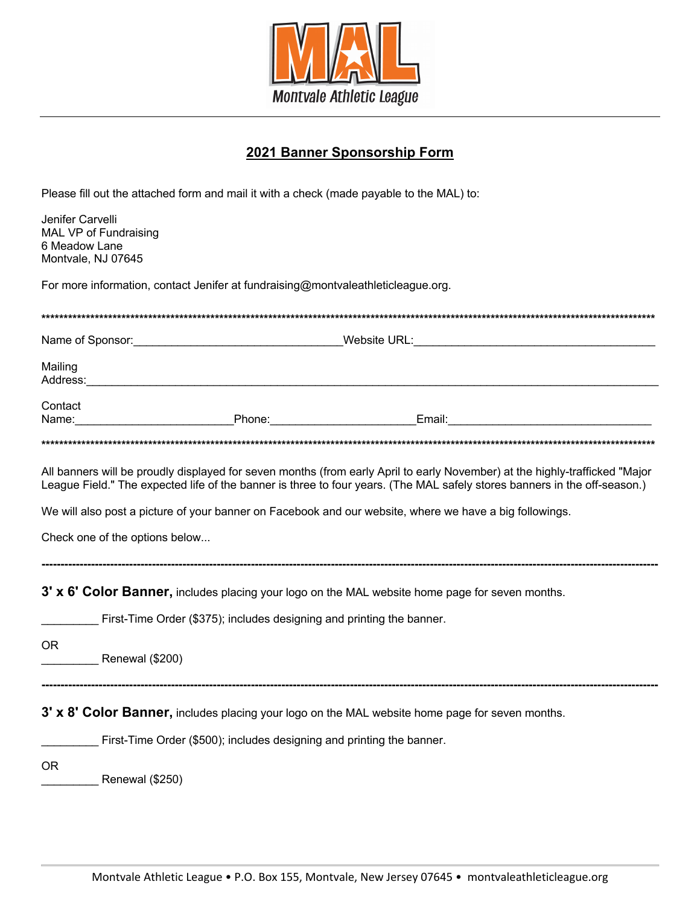**MAL**
Montvale Athletic League

## 2021 Banner Sponsorship Form

Please fill out the attached form and mail it with a check (made payable to the MAL) to:

Jenifer Carvelli
MAL VP of Fundraising
6 Meadow Lane
Montvale, NJ 07645

For more information, contact Jenifer at fundraising@montvaleathleticleague.org.

******************************************************************************************************************

Name of Sponsor:________________________________Website URL:____________________________________

Mailing Address:_______________________________________________________________________________

Contact Name:________________________Phone:______________________Email:______________________________

******************************************************************************************************************

All banners will be proudly displayed for seven months (from early April to early November) at the highly-trafficked "Major League Field." The expected life of the banner is three to four years. (The MAL safely stores banners in the off-season.)

We will also post a picture of your banner on Facebook and our website, where we have a big followings.

Check one of the options below...

---

**3' x 6' Color Banner,** includes placing your logo on the MAL website home page for seven months.

_________ First-Time Order ($375); includes designing and printing the banner.

OR
_________ Renewal ($200)

---

**3' x 8' Color Banner,** includes placing your logo on the MAL website home page for seven months.

_________ First-Time Order ($500); includes designing and printing the banner.

OR
_________ Renewal ($250)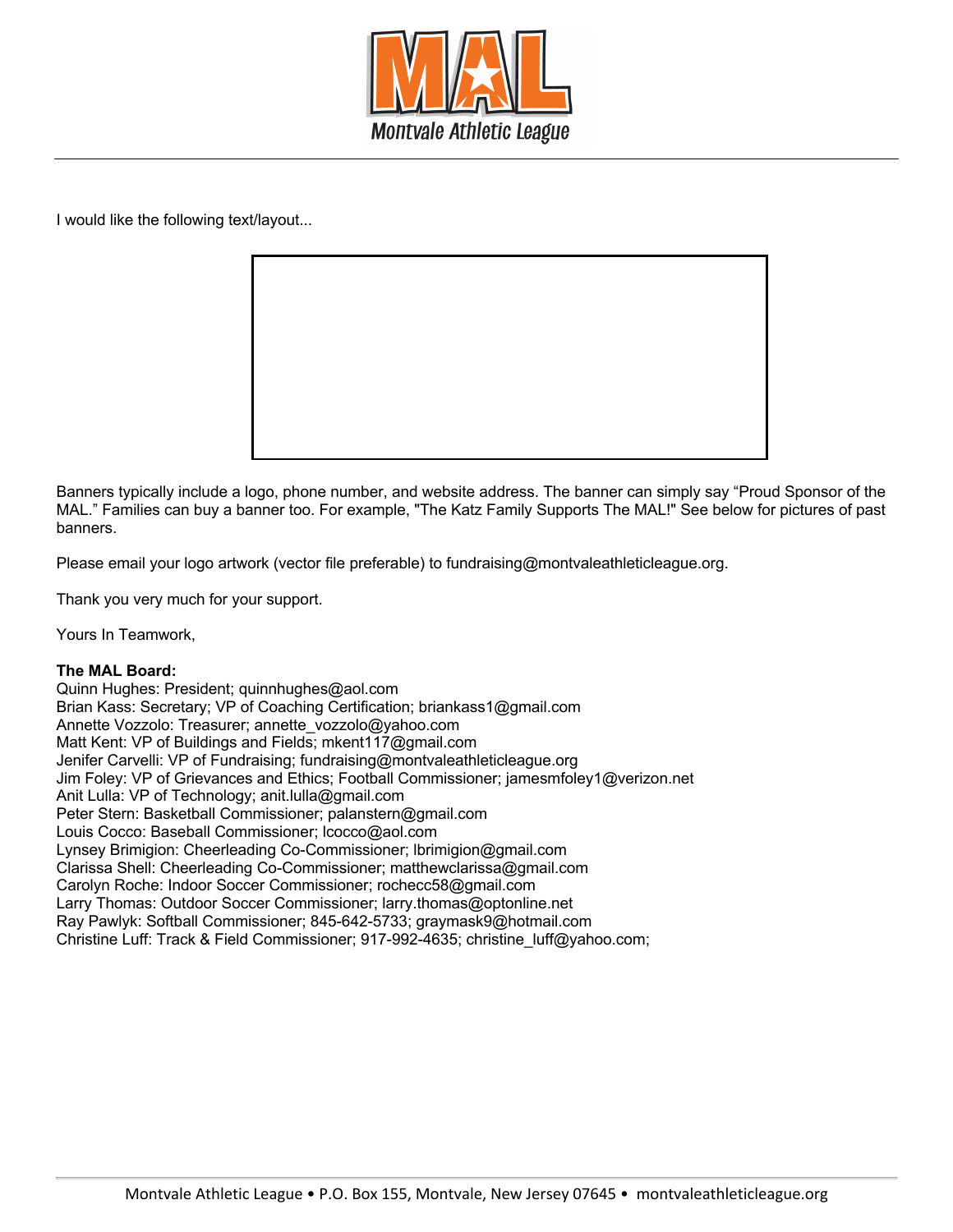I would like the following text/layout...

Banners typically include a logo, phone number, and website address. The banner can simply say "Proud Sponsor of the MAL." Families can buy a banner too. For example, "The Katz Family Supports The MAL!" See below for pictures of past banners.

Please email your logo artwork (vector file preferable) to fundraising@montvaleathleticleague.org.

Thank you very much for your support.

Yours In Teamwork,

**The MAL Board:**
Quinn Hughes: President; quinnhughes@aol.com
Brian Kass: Secretary; VP of Coaching Certification; briankass1@gmail.com
Annette Vozzolo: Treasurer; annette_vozzolo@yahoo.com
Matt Kent: VP of Buildings and Fields; mkent117@gmail.com
Jenifer Carvelli: VP of Fundraising; fundraising@montvaleathleticleague.org
Jim Foley: VP of Grievances and Ethics; Football Commissioner; jamesmfoley1@verizon.net
Anit Lulla: VP of Technology; anit.lulla@gmail.com
Peter Stern: Basketball Commissioner; palanstern@gmail.com
Louis Cocco: Baseball Commissioner; lcocco@aol.com
Lynsey Brimigion: Cheerleading Co-Commissioner; lbrimigion@gmail.com
Clarissa Shell: Cheerleading Co-Commissioner; matthewclarissa@gmail.com
Carolyn Roche: Indoor Soccer Commissioner; rochecc58@gmail.com
Larry Thomas: Outdoor Soccer Commissioner; larry.thomas@optonline.net
Ray Pawlyk: Softball Commissioner; 845-642-5733; graymask9@hotmail.com
Christine Luff: Track & Field Commissioner; 917-992-4635; christine_luff@yahoo.com;